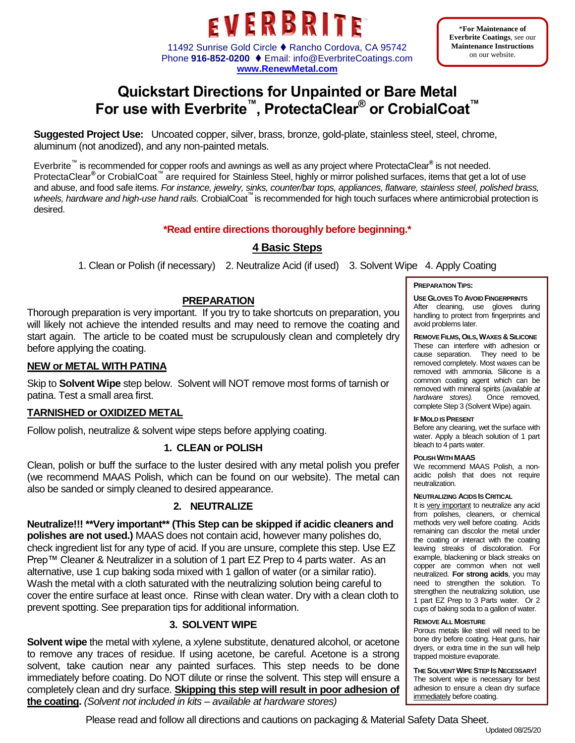# EVERBRITE™

11492 Sunrise Gold Circle ♦ Rancho Cordova, CA 95742
Phone **916-852-0200** ♦ Email: info@EverbriteCoatings.com
**www.RenewMetal.com**

*For **Maintenance of Everbrite Coatings**, see our **Maintenance Instructions** on our website.

# Quickstart Directions for Unpainted or Bare Metal
# For use with Everbrite™, ProtectaClear® or CrobialCoat™

**Suggested Project Use:** Uncoated copper, silver, brass, bronze, gold-plate, stainless steel, steel, chrome, aluminum (not anodized), and any non-painted metals.

Everbrite™ is recommended for copper roofs and awnings as well as any project where ProtectaClear® is not needed. ProtectaClear® or CrobialCoat™ are required for Stainless Steel, highly or mirror polished surfaces, items that get a lot of use and abuse, and food safe items. *For instance, jewelry, sinks, counter/bar tops, appliances, flatware, stainless steel, polished brass, wheels, hardware and high-use hand rails.* CrobialCoat™ is recommended for high touch surfaces where antimicrobial protection is desired.

***Read entire directions thoroughly before beginning.***

## 4 Basic Steps

1. Clean or Polish (if necessary) 2. Neutralize Acid (if used) 3. Solvent Wipe 4. Apply Coating

## PREPARATION

Thorough preparation is very important. If you try to take shortcuts on preparation, you will likely not achieve the intended results and may need to remove the coating and start again. The article to be coated must be scrupulously clean and completely dry before applying the coating.

### NEW or METAL WITH PATINA

Skip to **Solvent Wipe** step below. Solvent will NOT remove most forms of tarnish or patina. Test a small area first.

### TARNISHED or OXIDIZED METAL

Follow polish, neutralize & solvent wipe steps before applying coating.

### 1. CLEAN or POLISH

Clean, polish or buff the surface to the luster desired with any metal polish you prefer (we recommend MAAS Polish, which can be found on our website). The metal can also be sanded or simply cleaned to desired appearance.

### 2. NEUTRALIZE

**Neutralize!!! **Very important** (This Step can be skipped if acidic cleaners and polishes are not used.)** MAAS does not contain acid, however many polishes do, check ingredient list for any type of acid. If you are unsure, complete this step. Use EZ Prep™ Cleaner & Neutralizer in a solution of 1 part EZ Prep to 4 parts water. As an alternative, use 1 cup baking soda mixed with 1 gallon of water (or a similar ratio). Wash the metal with a cloth saturated with the neutralizing solution being careful to cover the entire surface at least once. Rinse with clean water. Dry with a clean cloth to prevent spotting. See preparation tips for additional information.

### 3. SOLVENT WIPE

**Solvent wipe** the metal with xylene, a xylene substitute, denatured alcohol, or acetone to remove any traces of residue. If using acetone, be careful. Acetone is a strong solvent, take caution near any painted surfaces. This step needs to be done immediately before coating. Do NOT dilute or rinse the solvent. This step will ensure a completely clean and dry surface. **Skipping this step will result in poor adhesion of the coating.** *(Solvent not included in kits – available at hardware stores)*

---

**PREPARATION TIPS:**

**USE GLOVES TO AVOID FINGERPRINTS**
After cleaning, use gloves during handling to protect from fingerprints and avoid problems later.

**REMOVE FILMS, OILS, WAXES & SILICONE**
These can interfere with adhesion or cause separation. They need to be removed completely. Most waxes can be removed with ammonia. Silicone is a common coating agent which can be removed with mineral spirits (*available at hardware stores).* Once removed, complete Step 3 (Solvent Wipe) again.

**IF MOLD IS PRESENT**
Before any cleaning, wet the surface with water. Apply a bleach solution of 1 part bleach to 4 parts water.

**POLISH WITH MAAS**
We recommend MAAS Polish, a non-acidic polish that does not require neutralization.

**NEUTRALIZING ACIDS IS CRITICAL**
It is very important to neutralize any acid from polishes, cleaners, or chemical methods very well before coating. Acids remaining can discolor the metal under the coating or interact with the coating leaving streaks of discoloration. For example, blackening or black streaks on copper are common when not well neutralized. **For strong acids**, you may need to strengthen the solution. To strengthen the neutralizing solution, use 1 part EZ Prep to 3 Parts water. Or 2 cups of baking soda to a gallon of water.

**REMOVE ALL MOISTURE**
Porous metals like steel will need to be bone dry before coating. Heat guns, hair dryers, or extra time in the sun will help trapped moisture evaporate.

**THE SOLVENT WIPE STEP IS NECESSARY!**
The solvent wipe is necessary for best adhesion to ensure a clean dry surface immediately before coating.

---

Please read and follow all directions and cautions on packaging & Material Safety Data Sheet.

Updated 08/25/20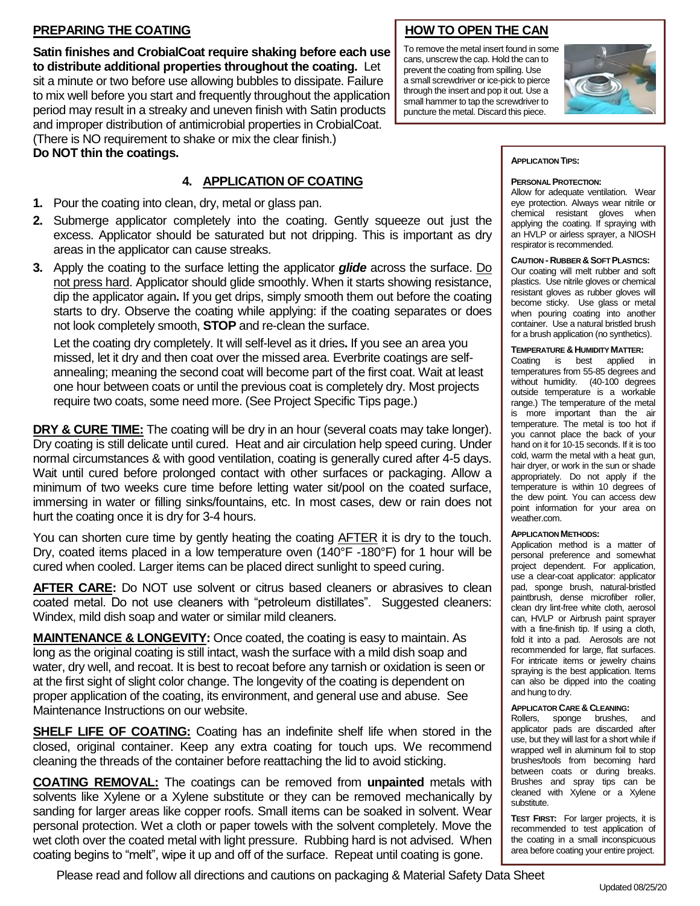## PREPARING THE COATING

**Satin finishes and CrobialCoat require shaking before each use to distribute additional properties throughout the coating.** Let sit a minute or two before use allowing bubbles to dissipate. Failure to mix well before you start and frequently throughout the application period may result in a streaky and uneven finish with Satin products and improper distribution of antimicrobial properties in CrobialCoat. (There is NO requirement to shake or mix the clear finish.)
**Do NOT thin the coatings.**

## HOW TO OPEN THE CAN

To remove the metal insert found in some cans, unscrew the cap. Hold the can to prevent the coating from spilling. Use a small screwdriver or ice-pick to pierce through the insert and pop it out. Use a small hammer to tap the screwdriver to puncture the metal. Discard this piece.

## 4. APPLICATION OF COATING

1. Pour the coating into clean, dry, metal or glass pan.
2. Submerge applicator completely into the coating. Gently squeeze out just the excess. Applicator should be saturated but not dripping. This is important as dry areas in the applicator can cause streaks.
3. Apply the coating to the surface letting the applicator ***glide*** across the surface. Do not press hard. Applicator should glide smoothly. When it starts showing resistance, dip the applicator again**.** If you get drips, simply smooth them out before the coating starts to dry. Observe the coating while applying: if the coating separates or does not look completely smooth, **STOP** and re-clean the surface.

   Let the coating dry completely. It will self-level as it dries**.** If you see an area you missed, let it dry and then coat over the missed area. Everbrite coatings are self-annealing; meaning the second coat will become part of the first coat. Wait at least one hour between coats or until the previous coat is completely dry. Most projects require two coats, some need more. (See Project Specific Tips page.)

**DRY & CURE TIME:** The coating will be dry in an hour (several coats may take longer). Dry coating is still delicate until cured. Heat and air circulation help speed curing. Under normal circumstances & with good ventilation, coating is generally cured after 4-5 days. Wait until cured before prolonged contact with other surfaces or packaging. Allow a minimum of two weeks cure time before letting water sit/pool on the coated surface, immersing in water or filling sinks/fountains, etc. In most cases, dew or rain does not hurt the coating once it is dry for 3-4 hours.

You can shorten cure time by gently heating the coating AFTER it is dry to the touch. Dry, coated items placed in a low temperature oven (140°F -180°F) for 1 hour will be cured when cooled. Larger items can be placed direct sunlight to speed curing.

**AFTER CARE:** Do NOT use solvent or citrus based cleaners or abrasives to clean coated metal. Do not use cleaners with "petroleum distillates". Suggested cleaners: Windex, mild dish soap and water or similar mild cleaners.

**MAINTENANCE & LONGEVITY:** Once coated, the coating is easy to maintain. As long as the original coating is still intact, wash the surface with a mild dish soap and water, dry well, and recoat. It is best to recoat before any tarnish or oxidation is seen or at the first sight of slight color change. The longevity of the coating is dependent on proper application of the coating, its environment, and general use and abuse. See Maintenance Instructions on our website.

**SHELF LIFE OF COATING:** Coating has an indefinite shelf life when stored in the closed, original container. Keep any extra coating for touch ups. We recommend cleaning the threads of the container before reattaching the lid to avoid sticking.

**COATING REMOVAL:** The coatings can be removed from **unpainted** metals with solvents like Xylene or a Xylene substitute or they can be removed mechanically by sanding for larger areas like copper roofs. Small items can be soaked in solvent. Wear personal protection. Wet a cloth or paper towels with the solvent completely. Move the wet cloth over the coated metal with light pressure. Rubbing hard is not advised. When coating begins to "melt", wipe it up and off of the surface. Repeat until coating is gone.

### APPLICATION TIPS:

**PERSONAL PROTECTION:** Allow for adequate ventilation. Wear eye protection. Always wear nitrile or chemical resistant gloves when applying the coating. If spraying with an HVLP or airless sprayer, a NIOSH respirator is recommended.

**CAUTION - RUBBER & SOFT PLASTICS:** Our coating will melt rubber and soft plastics. Use nitrile gloves or chemical resistant gloves as rubber gloves will become sticky. Use glass or metal when pouring coating into another container. Use a natural bristled brush for a brush application (no synthetics).

**TEMPERATURE & HUMIDITY MATTER:** Coating is best applied in temperatures from 55-85 degrees and without humidity. (40-100 degrees outside temperature is a workable range.) The temperature of the metal is more important than the air temperature. The metal is too hot if you cannot place the back of your hand on it for 10-15 seconds. If it is too cold, warm the metal with a heat gun, hair dryer, or work in the sun or shade appropriately. Do not apply if the temperature is within 10 degrees of the dew point. You can access dew point information for your area on weather.com.

**APPLICATION METHODS:** Application method is a matter of personal preference and somewhat project dependent. For application, use a clear-coat applicator: applicator pad, sponge brush, natural-bristled paintbrush, dense microfiber roller, clean dry lint-free white cloth, aerosol can, HVLP or Airbrush paint sprayer with a fine-finish tip. If using a cloth, fold it into a pad. Aerosols are not recommended for large, flat surfaces. For intricate items or jewelry chains spraying is the best application. Items can also be dipped into the coating and hung to dry.

**APPLICATOR CARE & CLEANING:** Rollers, sponge brushes, and applicator pads are discarded after use, but they will last for a short while if wrapped well in aluminum foil to stop brushes/tools from becoming hard between coats or during breaks. Brushes and spray tips can be cleaned with Xylene or a Xylene substitute.

**TEST FIRST:** For larger projects, it is recommended to test application of the coating in a small inconspicuous area before coating your entire project.

Please read and follow all directions and cautions on packaging & Material Safety Data Sheet

Updated 08/25/20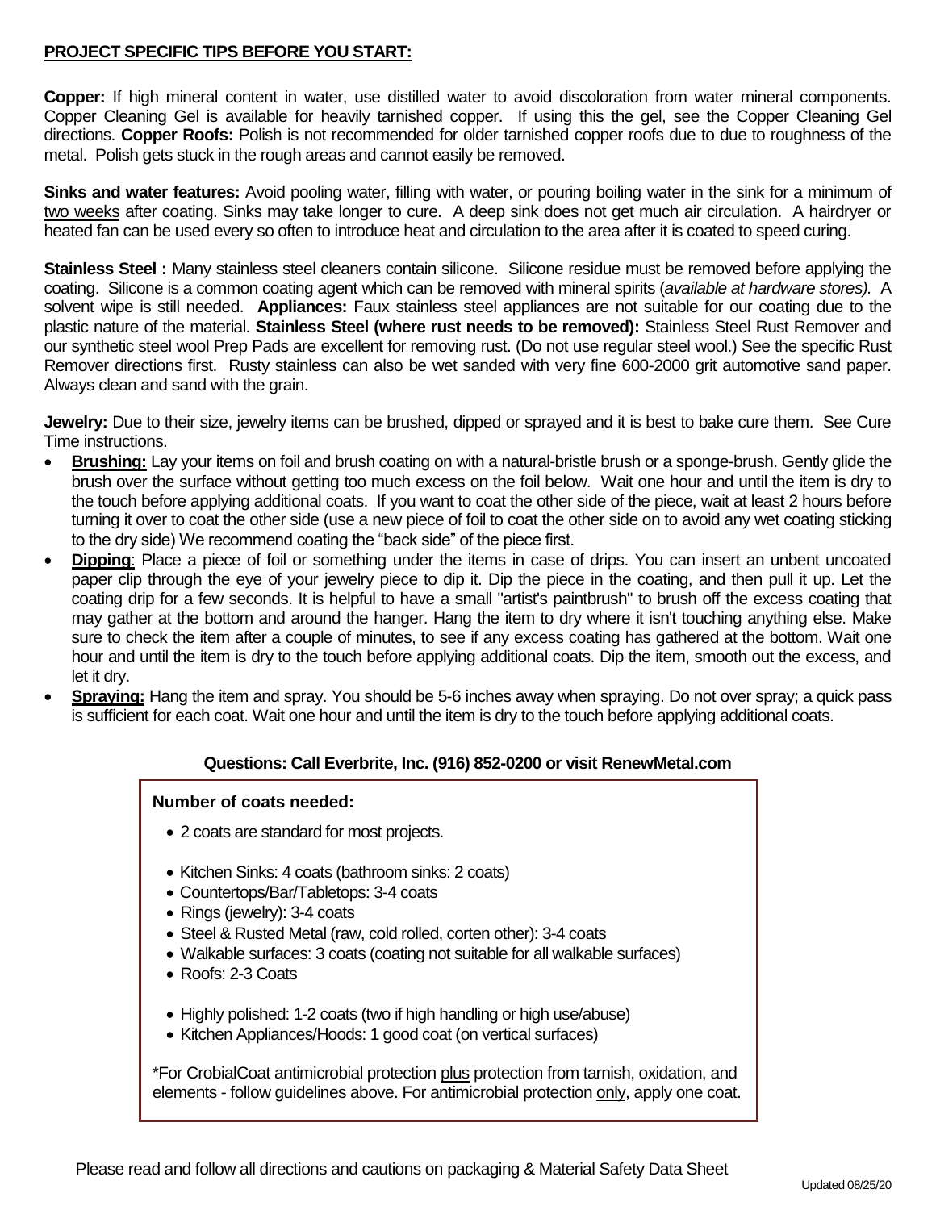**PROJECT SPECIFIC TIPS BEFORE YOU START:**

**Copper:** If high mineral content in water, use distilled water to avoid discoloration from water mineral components. Copper Cleaning Gel is available for heavily tarnished copper. If using this the gel, see the Copper Cleaning Gel directions. **Copper Roofs:** Polish is not recommended for older tarnished copper roofs due to due to roughness of the metal. Polish gets stuck in the rough areas and cannot easily be removed.

**Sinks and water features:** Avoid pooling water, filling with water, or pouring boiling water in the sink for a minimum of two weeks after coating. Sinks may take longer to cure. A deep sink does not get much air circulation. A hairdryer or heated fan can be used every so often to introduce heat and circulation to the area after it is coated to speed curing.

**Stainless Steel :** Many stainless steel cleaners contain silicone. Silicone residue must be removed before applying the coating. Silicone is a common coating agent which can be removed with mineral spirits (*available at hardware stores).* A solvent wipe is still needed. **Appliances:** Faux stainless steel appliances are not suitable for our coating due to the plastic nature of the material. **Stainless Steel (where rust needs to be removed):** Stainless Steel Rust Remover and our synthetic steel wool Prep Pads are excellent for removing rust. (Do not use regular steel wool.) See the specific Rust Remover directions first. Rusty stainless can also be wet sanded with very fine 600-2000 grit automotive sand paper. Always clean and sand with the grain.

**Jewelry:** Due to their size, jewelry items can be brushed, dipped or sprayed and it is best to bake cure them. See Cure Time instructions.

- **Brushing:** Lay your items on foil and brush coating on with a natural-bristle brush or a sponge-brush. Gently glide the brush over the surface without getting too much excess on the foil below. Wait one hour and until the item is dry to the touch before applying additional coats. If you want to coat the other side of the piece, wait at least 2 hours before turning it over to coat the other side (use a new piece of foil to coat the other side on to avoid any wet coating sticking to the dry side) We recommend coating the "back side" of the piece first.
- **Dipping**: Place a piece of foil or something under the items in case of drips. You can insert an unbent uncoated paper clip through the eye of your jewelry piece to dip it. Dip the piece in the coating, and then pull it up. Let the coating drip for a few seconds. It is helpful to have a small "artist's paintbrush" to brush off the excess coating that may gather at the bottom and around the hanger. Hang the item to dry where it isn't touching anything else. Make sure to check the item after a couple of minutes, to see if any excess coating has gathered at the bottom. Wait one hour and until the item is dry to the touch before applying additional coats. Dip the item, smooth out the excess, and let it dry.
- **Spraying:** Hang the item and spray. You should be 5-6 inches away when spraying. Do not over spray; a quick pass is sufficient for each coat. Wait one hour and until the item is dry to the touch before applying additional coats.

**Questions: Call Everbrite, Inc. (916) 852-0200 or visit RenewMetal.com**

**Number of coats needed:**

- 2 coats are standard for most projects.

- Kitchen Sinks: 4 coats (bathroom sinks: 2 coats)
- Countertops/Bar/Tabletops: 3-4 coats
- Rings (jewelry): 3-4 coats
- Steel & Rusted Metal (raw, cold rolled, corten other): 3-4 coats
- Walkable surfaces: 3 coats (coating not suitable for all walkable surfaces)
- Roofs: 2-3 Coats

- Highly polished: 1-2 coats (two if high handling or high use/abuse)
- Kitchen Appliances/Hoods: 1 good coat (on vertical surfaces)

*For CrobialCoat antimicrobial protection plus protection from tarnish, oxidation, and elements - follow guidelines above. For antimicrobial protection only, apply one coat.

Please read and follow all directions and cautions on packaging & Material Safety Data Sheet

Updated 08/25/20